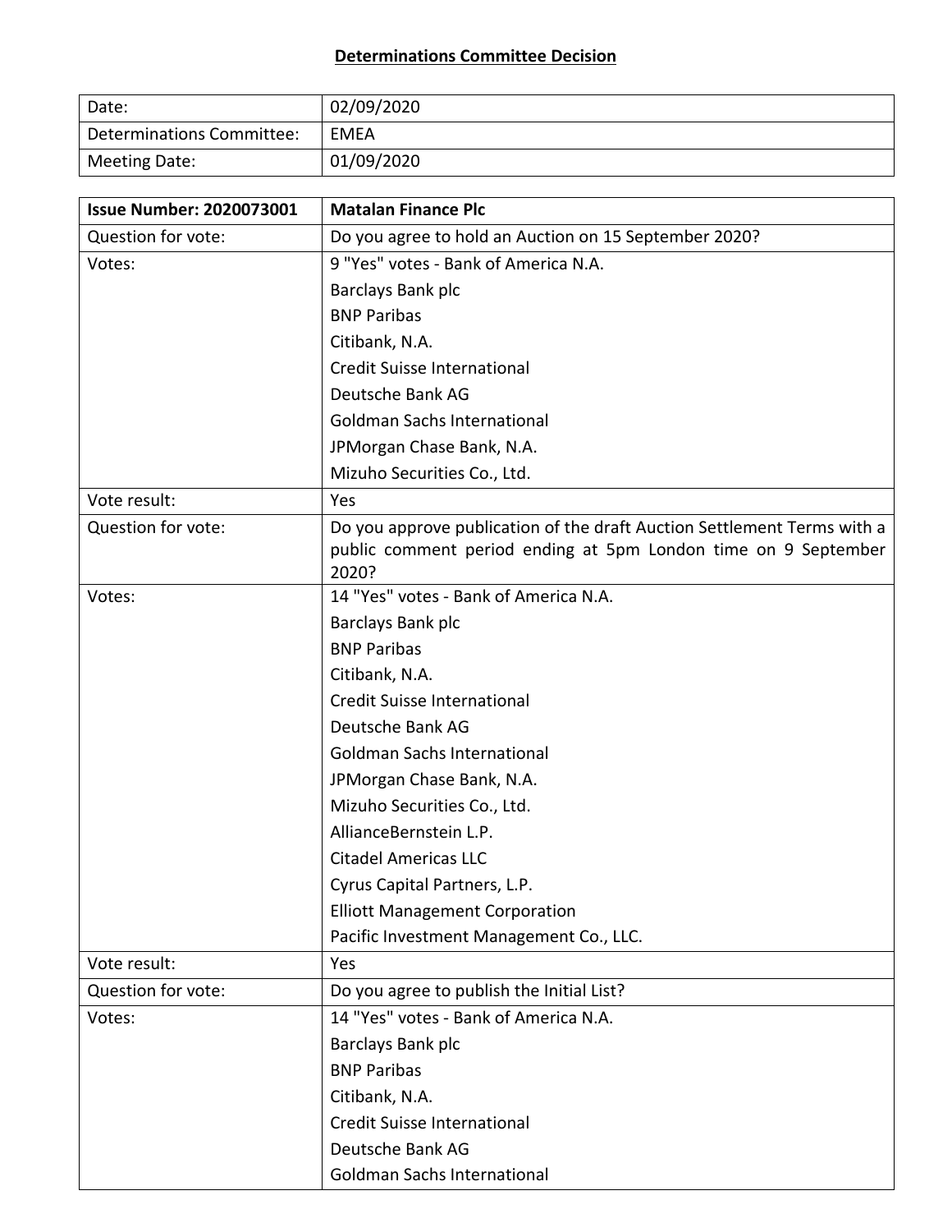## Determinations Committee Decision

| Date: | 02/09/2020 |
|---|---|
| Determinations Committee: | EMEA |
| Meeting Date: | 01/09/2020 |

| **Issue Number: 2020073001** | **Matalan Finance Plc** |
|---|---|
| Question for vote: | Do you agree to hold an Auction on 15 September 2020? |
| Votes: | 9 "Yes" votes - Bank of America N.A.<br>Barclays Bank plc<br>BNP Paribas<br>Citibank, N.A.<br>Credit Suisse International<br>Deutsche Bank AG<br>Goldman Sachs International<br>JPMorgan Chase Bank, N.A.<br>Mizuho Securities Co., Ltd. |
| Vote result: | Yes |
| Question for vote: | Do you approve publication of the draft Auction Settlement Terms with a public comment period ending at 5pm London time on 9 September 2020? |
| Votes: | 14 "Yes" votes - Bank of America N.A.<br>Barclays Bank plc<br>BNP Paribas<br>Citibank, N.A.<br>Credit Suisse International<br>Deutsche Bank AG<br>Goldman Sachs International<br>JPMorgan Chase Bank, N.A.<br>Mizuho Securities Co., Ltd.<br>AllianceBernstein L.P.<br>Citadel Americas LLC<br>Cyrus Capital Partners, L.P.<br>Elliott Management Corporation<br>Pacific Investment Management Co., LLC. |
| Vote result: | Yes |
| Question for vote: | Do you agree to publish the Initial List? |
| Votes: | 14 "Yes" votes - Bank of America N.A.<br>Barclays Bank plc<br>BNP Paribas<br>Citibank, N.A.<br>Credit Suisse International<br>Deutsche Bank AG<br>Goldman Sachs International |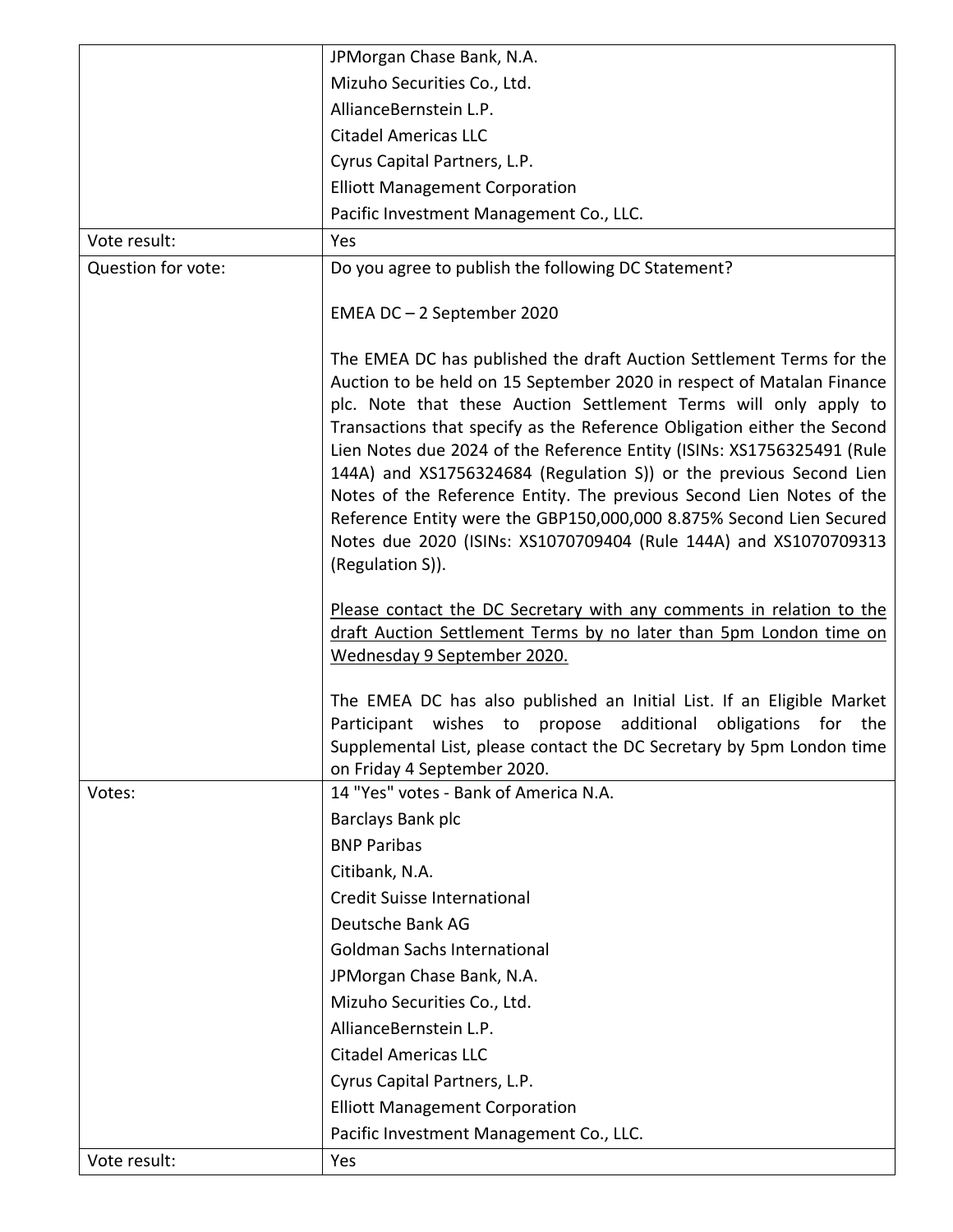| | |
|---|---|
| | JPMorgan Chase Bank, N.A.<br>Mizuho Securities Co., Ltd.<br>AllianceBernstein L.P.<br>Citadel Americas LLC<br>Cyrus Capital Partners, L.P.<br>Elliott Management Corporation<br>Pacific Investment Management Co., LLC. |
| Vote result: | Yes |
| Question for vote: | Do you agree to publish the following DC Statement?<br><br>EMEA DC – 2 September 2020<br><br>The EMEA DC has published the draft Auction Settlement Terms for the Auction to be held on 15 September 2020 in respect of Matalan Finance plc. Note that these Auction Settlement Terms will only apply to Transactions that specify as the Reference Obligation either the Second Lien Notes due 2024 of the Reference Entity (ISINs: XS1756325491 (Rule 144A) and XS1756324684 (Regulation S)) or the previous Second Lien Notes of the Reference Entity. The previous Second Lien Notes of the Reference Entity were the GBP150,000,000 8.875% Second Lien Secured Notes due 2020 (ISINs: XS1070709404 (Rule 144A) and XS1070709313 (Regulation S)).<br><br><u>Please contact the DC Secretary with any comments in relation to the draft Auction Settlement Terms by no later than 5pm London time on Wednesday 9 September 2020.</u><br><br>The EMEA DC has also published an Initial List. If an Eligible Market Participant wishes to propose additional obligations for the Supplemental List, please contact the DC Secretary by 5pm London time on Friday 4 September 2020. |
| Votes: | 14 "Yes" votes - Bank of America N.A.<br>Barclays Bank plc<br>BNP Paribas<br>Citibank, N.A.<br>Credit Suisse International<br>Deutsche Bank AG<br>Goldman Sachs International<br>JPMorgan Chase Bank, N.A.<br>Mizuho Securities Co., Ltd.<br>AllianceBernstein L.P.<br>Citadel Americas LLC<br>Cyrus Capital Partners, L.P.<br>Elliott Management Corporation<br>Pacific Investment Management Co., LLC. |
| Vote result: | Yes |